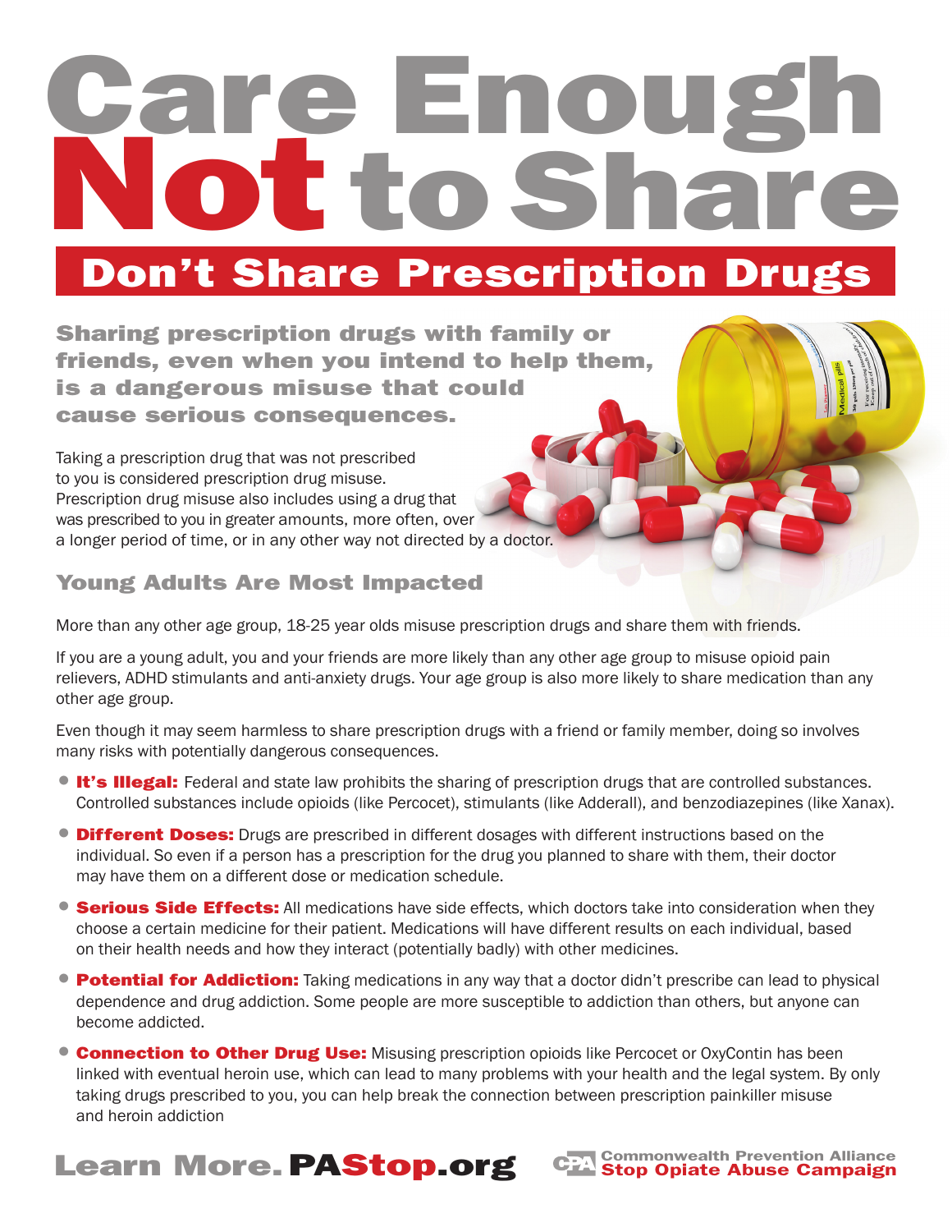# Care Enough Not to Share

## Don't Share Prescription Drugs

**Sharing prescription drugs with family or friends, even when you intend to help them, is a dangerous misuse that could cause serious consequences.**

Taking a prescription drug that was not prescribed to you is considered prescription drug misuse. Prescription drug misuse also includes using a drug that was prescribed to you in greater amounts, more often, over a longer period of time, or in any other way not directed by a doctor.

### Young Adults Are Most Impacted

More than any other age group, 18-25 year olds misuse prescription drugs and share them with friends.

If you are a young adult, you and your friends are more likely than any other age group to misuse opioid pain relievers, ADHD stimulants and anti-anxiety drugs. Your age group is also more likely to share medication than any other age group.

Even though it may seem harmless to share prescription drugs with a friend or family member, doing so involves many risks with potentially dangerous consequences.

- **It's Illegal:** Federal and state law prohibits the sharing of prescription drugs that are controlled substances. Controlled substances include opioids (like Percocet), stimulants (like Adderall), and benzodiazepines (like Xanax).
- **Different Doses:** Drugs are prescribed in different dosages with different instructions based on the individual. So even if a person has a prescription for the drug you planned to share with them, their doctor may have them on a different dose or medication schedule.
- **Serious Side Effects:** All medications have side effects, which doctors take into consideration when they choose a certain medicine for their patient. Medications will have different results on each individual, based on their health needs and how they interact (potentially badly) with other medicines.
- **Potential for Addiction:** Taking medications in any way that a doctor didn't prescribe can lead to physical dependence and drug addiction. Some people are more susceptible to addiction than others, but anyone can become addicted.
- **Connection to Other Drug Use:** Misusing prescription opioids like Percocet or OxyContin has been linked with eventual heroin use, which can lead to many problems with your health and the legal system. By only taking drugs prescribed to you, you can help break the connection between prescription painkiller misuse and heroin addiction

**Learn More. PAStop.org**

Commonwealth Prevention Alliance
Stop Opiate Abuse Campaign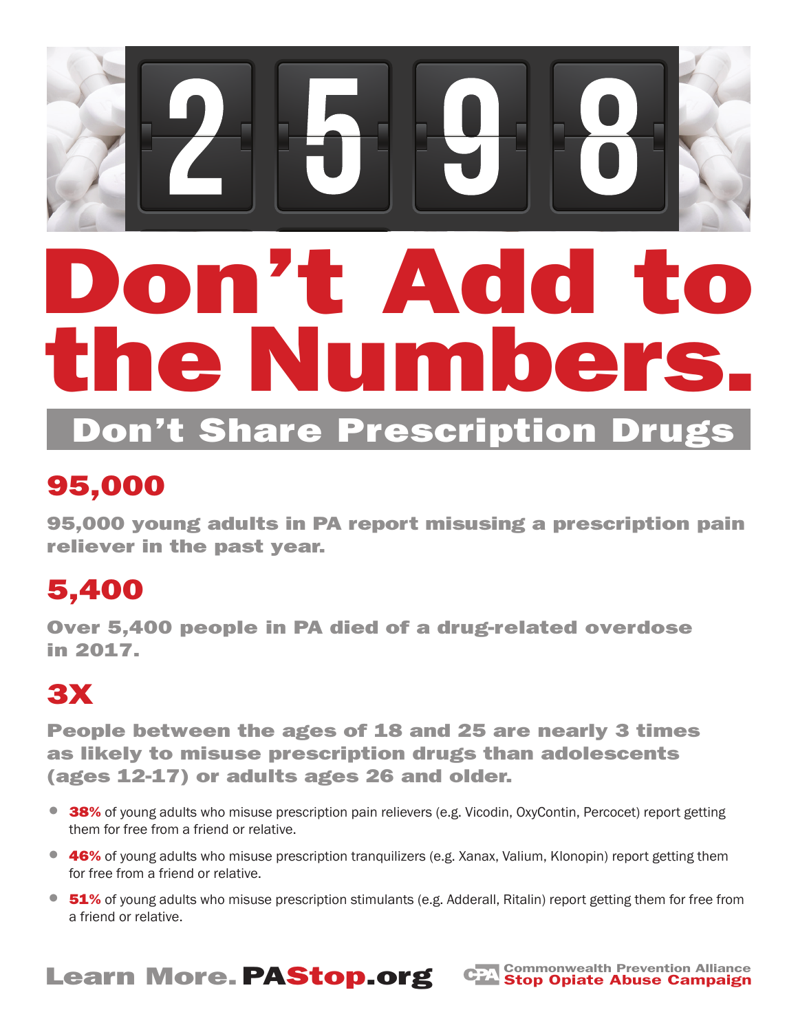2 5 9 8

# Don't Add to the Numbers.

## Don't Share Prescription Drugs

## 95,000

**95,000 young adults in PA report misusing a prescription pain reliever in the past year.**

## 5,400

**Over 5,400 people in PA died of a drug-related overdose in 2017.**

## 3X

**People between the ages of 18 and 25 are nearly 3 times as likely to misuse prescription drugs than adolescents (ages 12-17) or adults ages 26 and older.**

- **38%** of young adults who misuse prescription pain relievers (e.g. Vicodin, OxyContin, Percocet) report getting them for free from a friend or relative.
- **46%** of young adults who misuse prescription tranquilizers (e.g. Xanax, Valium, Klonopin) report getting them for free from a friend or relative.
- **51%** of young adults who misuse prescription stimulants (e.g. Adderall, Ritalin) report getting them for free from a friend or relative.

Learn More. **PAStop.org**

CPA Commonwealth Prevention Alliance
Stop Opiate Abuse Campaign